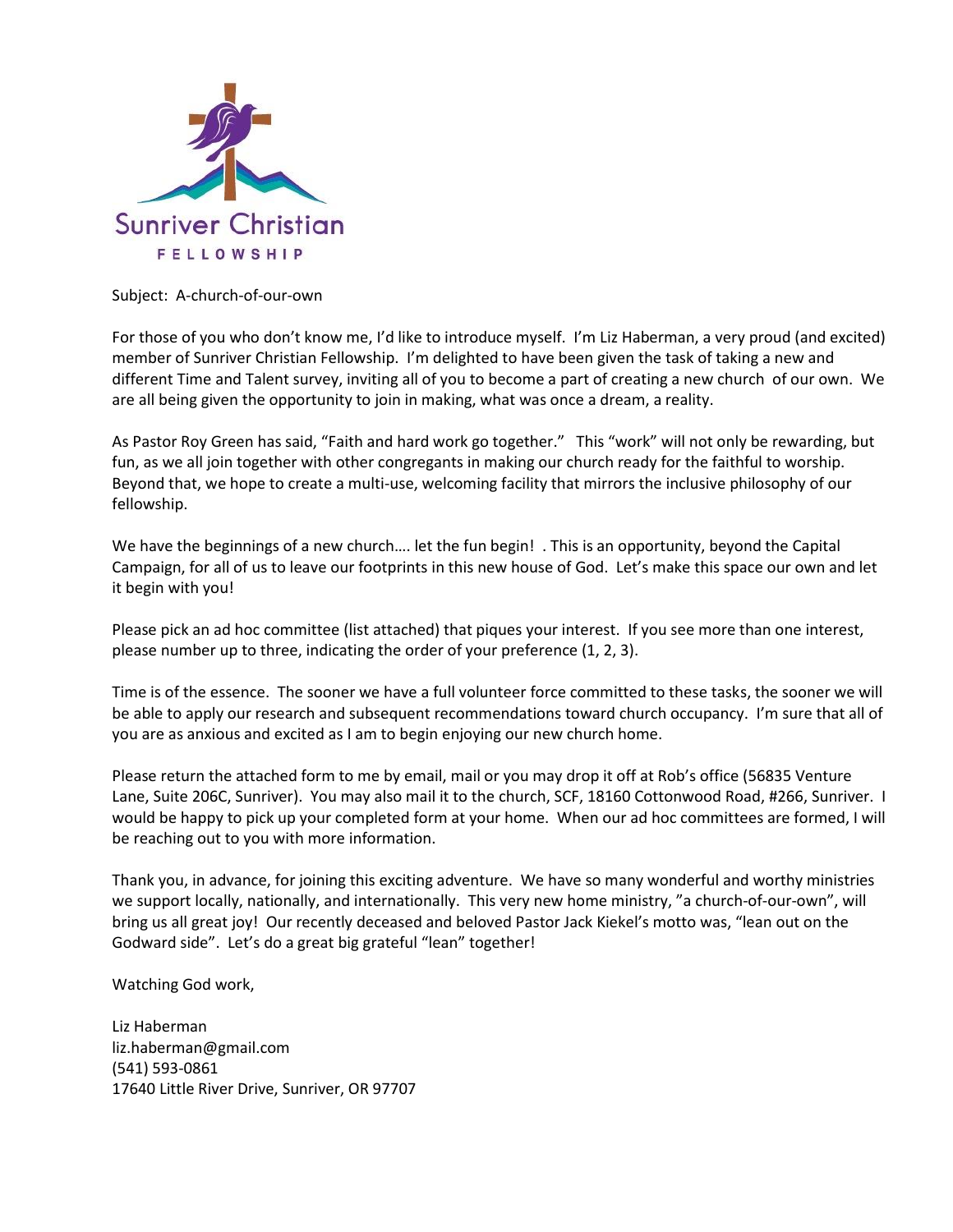Sunriver Christian

FELLOWSHIP

Subject: A-church-of-our-own

For those of you who don't know me, I'd like to introduce myself. I'm Liz Haberman, a very proud (and excited) member of Sunriver Christian Fellowship. I'm delighted to have been given the task of taking a new and different Time and Talent survey, inviting all of you to become a part of creating a new church of our own. We are all being given the opportunity to join in making, what was once a dream, a reality.

As Pastor Roy Green has said, "Faith and hard work go together." This "work" will not only be rewarding, but fun, as we all join together with other congregants in making our church ready for the faithful to worship. Beyond that, we hope to create a multi-use, welcoming facility that mirrors the inclusive philosophy of our fellowship.

We have the beginnings of a new church…. let the fun begin! . This is an opportunity, beyond the Capital Campaign, for all of us to leave our footprints in this new house of God. Let's make this space our own and let it begin with you!

Please pick an ad hoc committee (list attached) that piques your interest. If you see more than one interest, please number up to three, indicating the order of your preference (1, 2, 3).

Time is of the essence. The sooner we have a full volunteer force committed to these tasks, the sooner we will be able to apply our research and subsequent recommendations toward church occupancy. I'm sure that all of you are as anxious and excited as I am to begin enjoying our new church home.

Please return the attached form to me by email, mail or you may drop it off at Rob's office (56835 Venture Lane, Suite 206C, Sunriver). You may also mail it to the church, SCF, 18160 Cottonwood Road, #266, Sunriver. I would be happy to pick up your completed form at your home. When our ad hoc committees are formed, I will be reaching out to you with more information.

Thank you, in advance, for joining this exciting adventure. We have so many wonderful and worthy ministries we support locally, nationally, and internationally. This very new home ministry, "a church-of-our-own", will bring us all great joy! Our recently deceased and beloved Pastor Jack Kiekel's motto was, "lean out on the Godward side". Let's do a great big grateful "lean" together!

Watching God work,

Liz Haberman  
liz.haberman@gmail.com  
(541) 593-0861  
17640 Little River Drive, Sunriver, OR 97707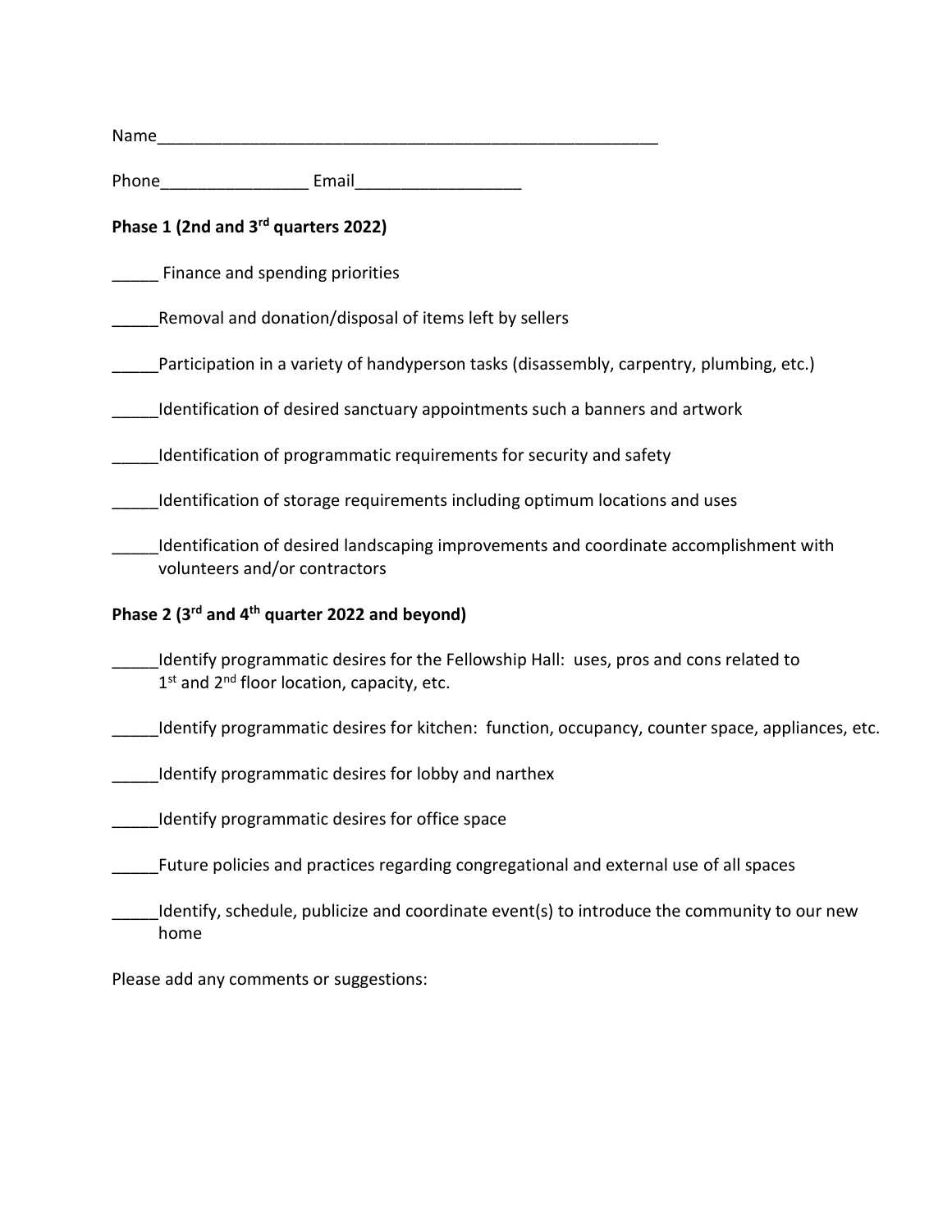Name_______________________________________________________

Phone________________ Email__________________

**Phase 1 (2nd and 3rd quarters 2022)**

_____ Finance and spending priorities

_____Removal and donation/disposal of items left by sellers

_____Participation in a variety of handyperson tasks (disassembly, carpentry, plumbing, etc.)

_____Identification of desired sanctuary appointments such a banners and artwork

_____Identification of programmatic requirements for security and safety

_____Identification of storage requirements including optimum locations and uses

_____Identification of desired landscaping improvements and coordinate accomplishment with volunteers and/or contractors

**Phase 2 (3rd and 4th quarter 2022 and beyond)**

_____Identify programmatic desires for the Fellowship Hall: uses, pros and cons related to 1st and 2nd floor location, capacity, etc.

_____Identify programmatic desires for kitchen: function, occupancy, counter space, appliances, etc.

_____Identify programmatic desires for lobby and narthex

_____Identify programmatic desires for office space

_____Future policies and practices regarding congregational and external use of all spaces

_____Identify, schedule, publicize and coordinate event(s) to introduce the community to our new home

Please add any comments or suggestions: